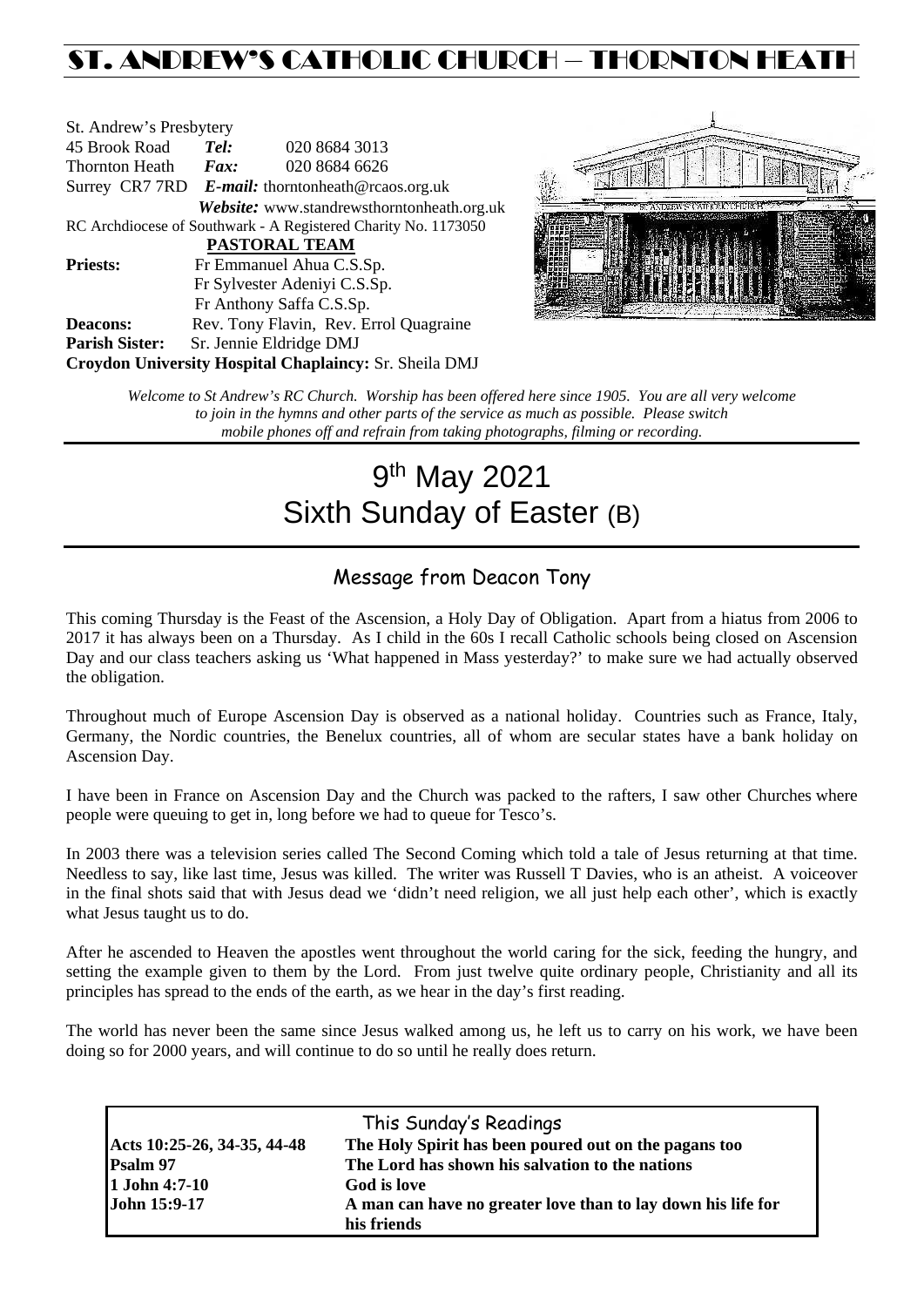# ST. ANDREW'S CATHOLIC CHURCH – THORNTON HEATH

St. Andrew's Presbytery
45 Brook Road **Tel:** 020 8684 3013
Thornton Heath **Fax:** 020 8684 6626
Surrey CR7 7RD ***E-mail:*** thorntonheath@rcaos.org.uk
***Website:*** www.standrewsthorntonheath.org.uk
RC Archdiocese of Southwark - A Registered Charity No. 1173050

**PASTORAL TEAM**

**Priests:** Fr Emmanuel Ahua C.S.Sp.
Fr Sylvester Adeniyi C.S.Sp.
Fr Anthony Saffa C.S.Sp.
**Deacons:** Rev. Tony Flavin, Rev. Errol Quagraine
**Parish Sister:** Sr. Jennie Eldridge DMJ
**Croydon University Hospital Chaplaincy:** Sr. Sheila DMJ

*Welcome to St Andrew's RC Church. Worship has been offered here since 1905. You are all very welcome to join in the hymns and other parts of the service as much as possible. Please switch mobile phones off and refrain from taking photographs, filming or recording.*

# 9th May 2021
# Sixth Sunday of Easter (B)

## Message from Deacon Tony

This coming Thursday is the Feast of the Ascension, a Holy Day of Obligation. Apart from a hiatus from 2006 to 2017 it has always been on a Thursday. As I child in the 60s I recall Catholic schools being closed on Ascension Day and our class teachers asking us 'What happened in Mass yesterday?' to make sure we had actually observed the obligation.

Throughout much of Europe Ascension Day is observed as a national holiday. Countries such as France, Italy, Germany, the Nordic countries, the Benelux countries, all of whom are secular states have a bank holiday on Ascension Day.

I have been in France on Ascension Day and the Church was packed to the rafters, I saw other Churches where people were queuing to get in, long before we had to queue for Tesco's.

In 2003 there was a television series called The Second Coming which told a tale of Jesus returning at that time. Needless to say, like last time, Jesus was killed. The writer was Russell T Davies, who is an atheist. A voiceover in the final shots said that with Jesus dead we 'didn't need religion, we all just help each other', which is exactly what Jesus taught us to do.

After he ascended to Heaven the apostles went throughout the world caring for the sick, feeding the hungry, and setting the example given to them by the Lord. From just twelve quite ordinary people, Christianity and all its principles has spread to the ends of the earth, as we hear in the day's first reading.

The world has never been the same since Jesus walked among us, he left us to carry on his work, we have been doing so for 2000 years, and will continue to do so until he really does return.

## This Sunday's Readings

| | |
|---|---|
| **Acts 10:25-26, 34-35, 44-48** | **The Holy Spirit has been poured out on the pagans too** |
| **Psalm 97** | **The Lord has shown his salvation to the nations** |
| **1 John 4:7-10** | **God is love** |
| **John 15:9-17** | **A man can have no greater love than to lay down his life for his friends** |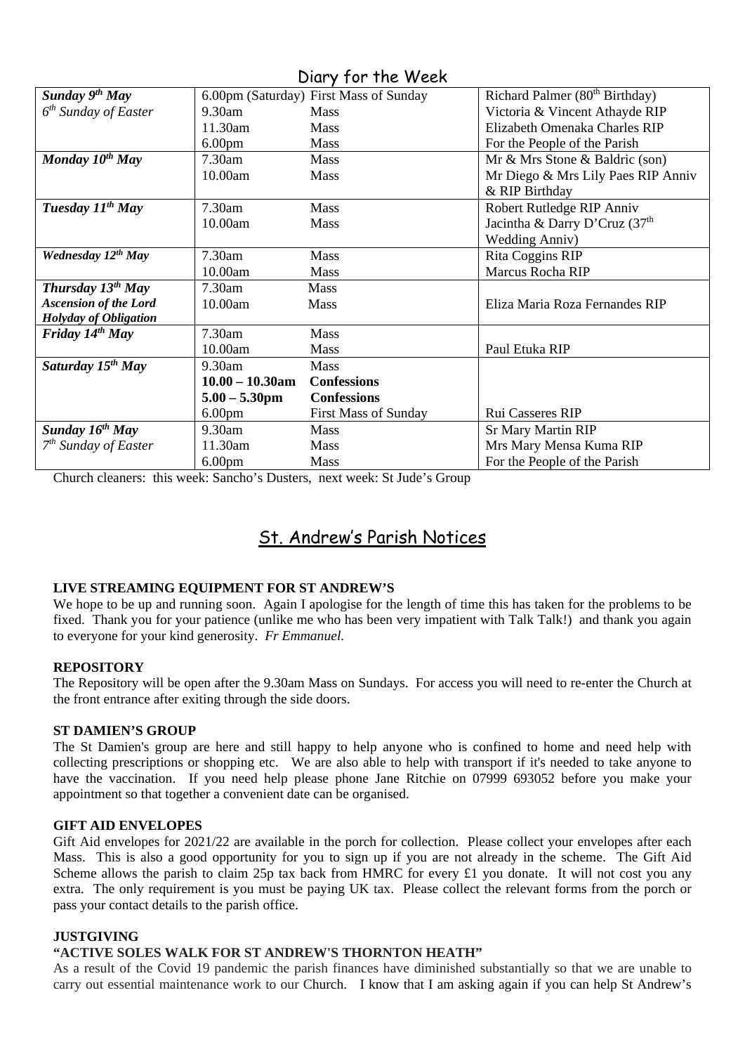## Diary for the Week

| | | | |
|---|---|---|---|
| ***Sunday 9th May*** | 6.00pm (Saturday) | First Mass of Sunday | Richard Palmer (80th Birthday) |
| *6th Sunday of Easter* | 9.30am | Mass | Victoria & Vincent Athayde RIP |
| | 11.30am | Mass | Elizabeth Omenaka Charles RIP |
| | 6.00pm | Mass | For the People of the Parish |
| ***Monday 10th May*** | 7.30am | Mass | Mr & Mrs Stone & Baldric (son) |
| | 10.00am | Mass | Mr Diego & Mrs Lily Paes RIP Anniv & RIP Birthday |
| ***Tuesday 11th May*** | 7.30am | Mass | Robert Rutledge RIP Anniv |
| | 10.00am | Mass | Jacintha & Darry D'Cruz (37th Wedding Anniv) |
| ***Wednesday 12th May*** | 7.30am | Mass | Rita Coggins RIP |
| | 10.00am | Mass | Marcus Rocha RIP |
| ***Thursday 13th May*** | 7.30am | Mass | |
| ***Ascension of the Lord*** | 10.00am | Mass | Eliza Maria Roza Fernandes RIP |
| ***Holyday of Obligation*** | | | |
| ***Friday 14th May*** | 7.30am | Mass | |
| | 10.00am | Mass | Paul Etuka RIP |
| ***Saturday 15th May*** | 9.30am | Mass | |
| | **10.00 – 10.30am** | **Confessions** | |
| | **5.00 – 5.30pm** | **Confessions** | |
| | 6.00pm | First Mass of Sunday | Rui Casseres RIP |
| ***Sunday 16th May*** | 9.30am | Mass | Sr Mary Martin RIP |
| *7th Sunday of Easter* | 11.30am | Mass | Mrs Mary Mensa Kuma RIP |
| | 6.00pm | Mass | For the People of the Parish |

Church cleaners: this week: Sancho's Dusters, next week: St Jude's Group

## St. Andrew's Parish Notices

**LIVE STREAMING EQUIPMENT FOR ST ANDREW'S**

We hope to be up and running soon. Again I apologise for the length of time this has taken for the problems to be fixed. Thank you for your patience (unlike me who has been very impatient with Talk Talk!) and thank you again to everyone for your kind generosity. *Fr Emmanuel.*

**REPOSITORY**

The Repository will be open after the 9.30am Mass on Sundays. For access you will need to re-enter the Church at the front entrance after exiting through the side doors.

**ST DAMIEN'S GROUP**

The St Damien's group are here and still happy to help anyone who is confined to home and need help with collecting prescriptions or shopping etc. We are also able to help with transport if it's needed to take anyone to have the vaccination. If you need help please phone Jane Ritchie on 07999 693052 before you make your appointment so that together a convenient date can be organised.

**GIFT AID ENVELOPES**

Gift Aid envelopes for 2021/22 are available in the porch for collection. Please collect your envelopes after each Mass. This is also a good opportunity for you to sign up if you are not already in the scheme. The Gift Aid Scheme allows the parish to claim 25p tax back from HMRC for every £1 you donate. It will not cost you any extra. The only requirement is you must be paying UK tax. Please collect the relevant forms from the porch or pass your contact details to the parish office.

**JUSTGIVING**

**"ACTIVE SOLES WALK FOR ST ANDREW'S THORNTON HEATH"**

As a result of the Covid 19 pandemic the parish finances have diminished substantially so that we are unable to carry out essential maintenance work to our Church. I know that I am asking again if you can help St Andrew's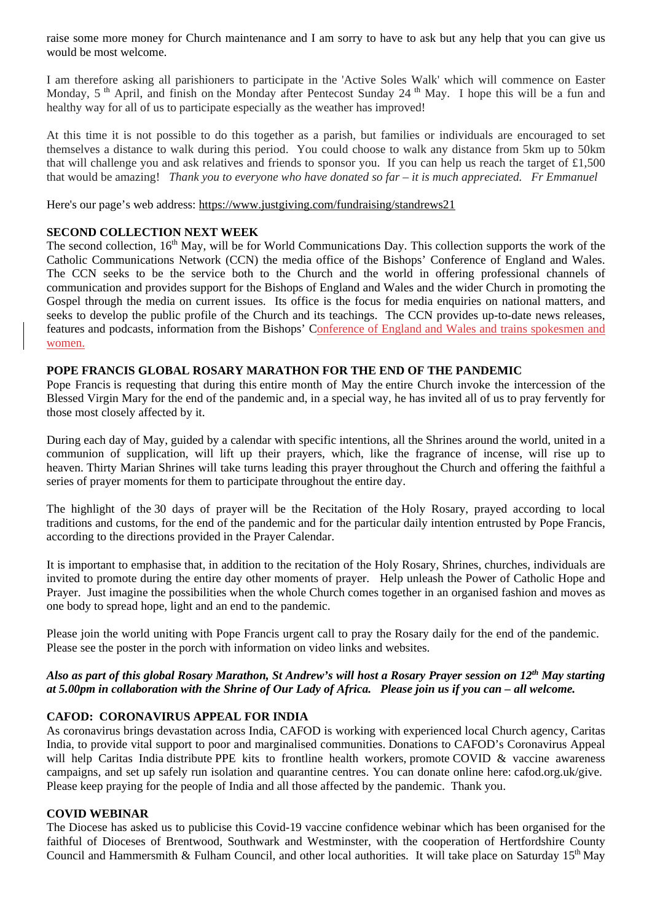raise some more money for Church maintenance and I am sorry to have to ask but any help that you can give us would be most welcome.

I am therefore asking all parishioners to participate in the 'Active Soles Walk' which will commence on Easter Monday, 5th April, and finish on the Monday after Pentecost Sunday 24th May. I hope this will be a fun and healthy way for all of us to participate especially as the weather has improved!

At this time it is not possible to do this together as a parish, but families or individuals are encouraged to set themselves a distance to walk during this period. You could choose to walk any distance from 5km up to 50km that will challenge you and ask relatives and friends to sponsor you. If you can help us reach the target of £1,500 that would be amazing! *Thank you to everyone who have donated so far – it is much appreciated. Fr Emmanuel*

Here's our page's web address: https://www.justgiving.com/fundraising/standrews21

**SECOND COLLECTION NEXT WEEK**

The second collection, 16th May, will be for World Communications Day. This collection supports the work of the Catholic Communications Network (CCN) the media office of the Bishops' Conference of England and Wales. The CCN seeks to be the service both to the Church and the world in offering professional channels of communication and provides support for the Bishops of England and Wales and the wider Church in promoting the Gospel through the media on current issues. Its office is the focus for media enquiries on national matters, and seeks to develop the public profile of the Church and its teachings. The CCN provides up-to-date news releases, features and podcasts, information from the Bishops' Conference of England and Wales and trains spokesmen and women.

**POPE FRANCIS GLOBAL ROSARY MARATHON FOR THE END OF THE PANDEMIC**

Pope Francis is requesting that during this entire month of May the entire Church invoke the intercession of the Blessed Virgin Mary for the end of the pandemic and, in a special way, he has invited all of us to pray fervently for those most closely affected by it.

During each day of May, guided by a calendar with specific intentions, all the Shrines around the world, united in a communion of supplication, will lift up their prayers, which, like the fragrance of incense, will rise up to heaven. Thirty Marian Shrines will take turns leading this prayer throughout the Church and offering the faithful a series of prayer moments for them to participate throughout the entire day.

The highlight of the 30 days of prayer will be the Recitation of the Holy Rosary, prayed according to local traditions and customs, for the end of the pandemic and for the particular daily intention entrusted by Pope Francis, according to the directions provided in the Prayer Calendar.

It is important to emphasise that, in addition to the recitation of the Holy Rosary, Shrines, churches, individuals are invited to promote during the entire day other moments of prayer. Help unleash the Power of Catholic Hope and Prayer. Just imagine the possibilities when the whole Church comes together in an organised fashion and moves as one body to spread hope, light and an end to the pandemic.

Please join the world uniting with Pope Francis urgent call to pray the Rosary daily for the end of the pandemic. Please see the poster in the porch with information on video links and websites.

***Also as part of this global Rosary Marathon, St Andrew's will host a Rosary Prayer session on 12th May starting at 5.00pm in collaboration with the Shrine of Our Lady of Africa. Please join us if you can – all welcome.***

**CAFOD: CORONAVIRUS APPEAL FOR INDIA**

As coronavirus brings devastation across India, CAFOD is working with experienced local Church agency, Caritas India, to provide vital support to poor and marginalised communities. Donations to CAFOD's Coronavirus Appeal will help Caritas India distribute PPE kits to frontline health workers, promote COVID & vaccine awareness campaigns, and set up safely run isolation and quarantine centres. You can donate online here: cafod.org.uk/give. Please keep praying for the people of India and all those affected by the pandemic. Thank you.

**COVID WEBINAR**

The Diocese has asked us to publicise this Covid-19 vaccine confidence webinar which has been organised for the faithful of Dioceses of Brentwood, Southwark and Westminster, with the cooperation of Hertfordshire County Council and Hammersmith & Fulham Council, and other local authorities. It will take place on Saturday 15th May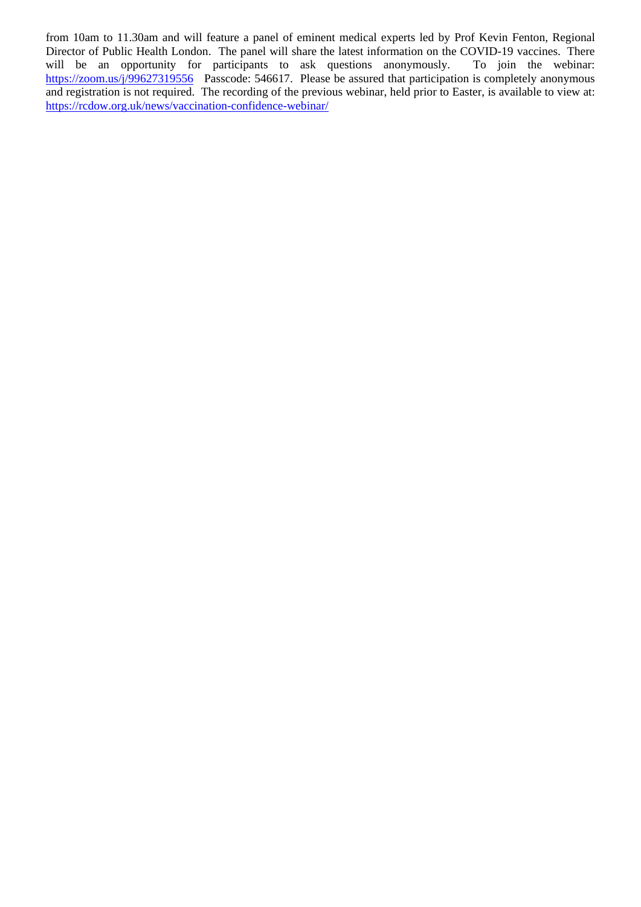from 10am to 11.30am and will feature a panel of eminent medical experts led by Prof Kevin Fenton, Regional Director of Public Health London. The panel will share the latest information on the COVID-19 vaccines. There will be an opportunity for participants to ask questions anonymously. To join the webinar: https://zoom.us/j/99627319556 Passcode: 546617. Please be assured that participation is completely anonymous and registration is not required. The recording of the previous webinar, held prior to Easter, is available to view at: https://rcdow.org.uk/news/vaccination-confidence-webinar/